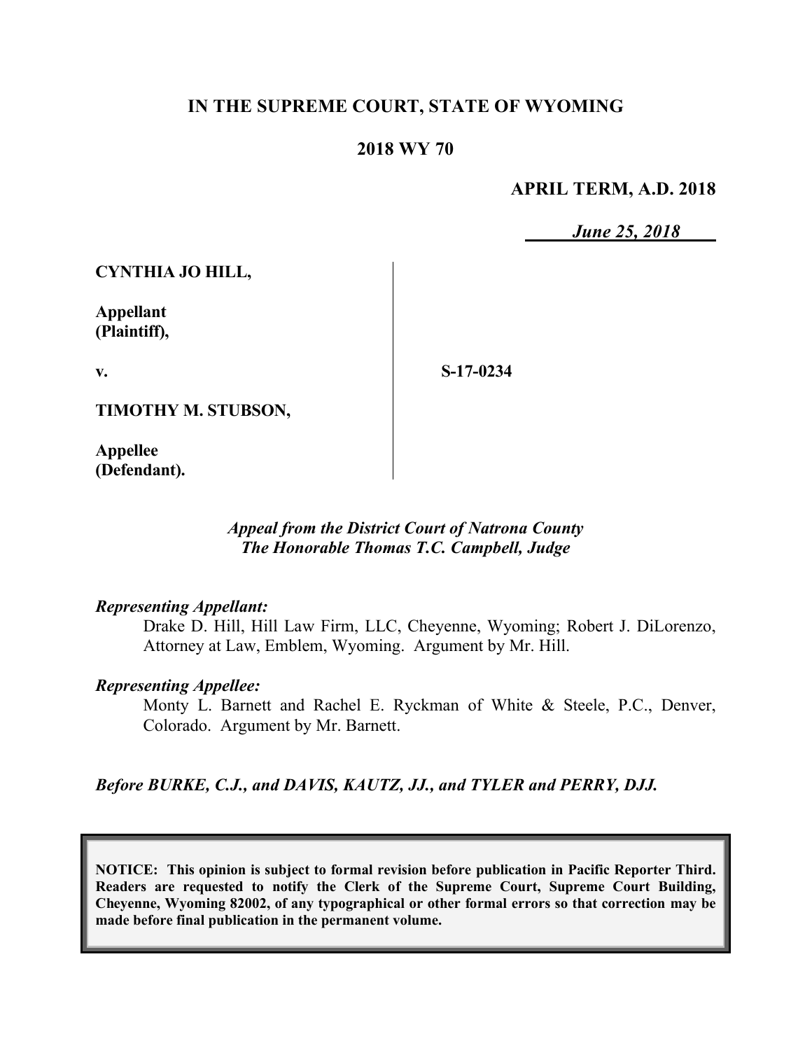# IN THE SUPREME COURT, STATE OF WYOMING

## 2018 WY 70

**APRIL TERM, A.D. 2018**

***June 25, 2018***

**CYNTHIA JO HILL,**

**Appellant (Plaintiff),**

**v.**

**TIMOTHY M. STUBSON,**

**Appellee (Defendant).**

**S-17-0234**

***Appeal from the District Court of Natrona County***
***The Honorable Thomas T.C. Campbell, Judge***

***Representing Appellant:***

Drake D. Hill, Hill Law Firm, LLC, Cheyenne, Wyoming; Robert J. DiLorenzo, Attorney at Law, Emblem, Wyoming. Argument by Mr. Hill.

***Representing Appellee:***

Monty L. Barnett and Rachel E. Ryckman of White & Steele, P.C., Denver, Colorado. Argument by Mr. Barnett.

***Before BURKE, C.J., and DAVIS, KAUTZ, JJ., and TYLER and PERRY, DJJ.***

**NOTICE: This opinion is subject to formal revision before publication in Pacific Reporter Third. Readers are requested to notify the Clerk of the Supreme Court, Supreme Court Building, Cheyenne, Wyoming 82002, of any typographical or other formal errors so that correction may be made before final publication in the permanent volume.**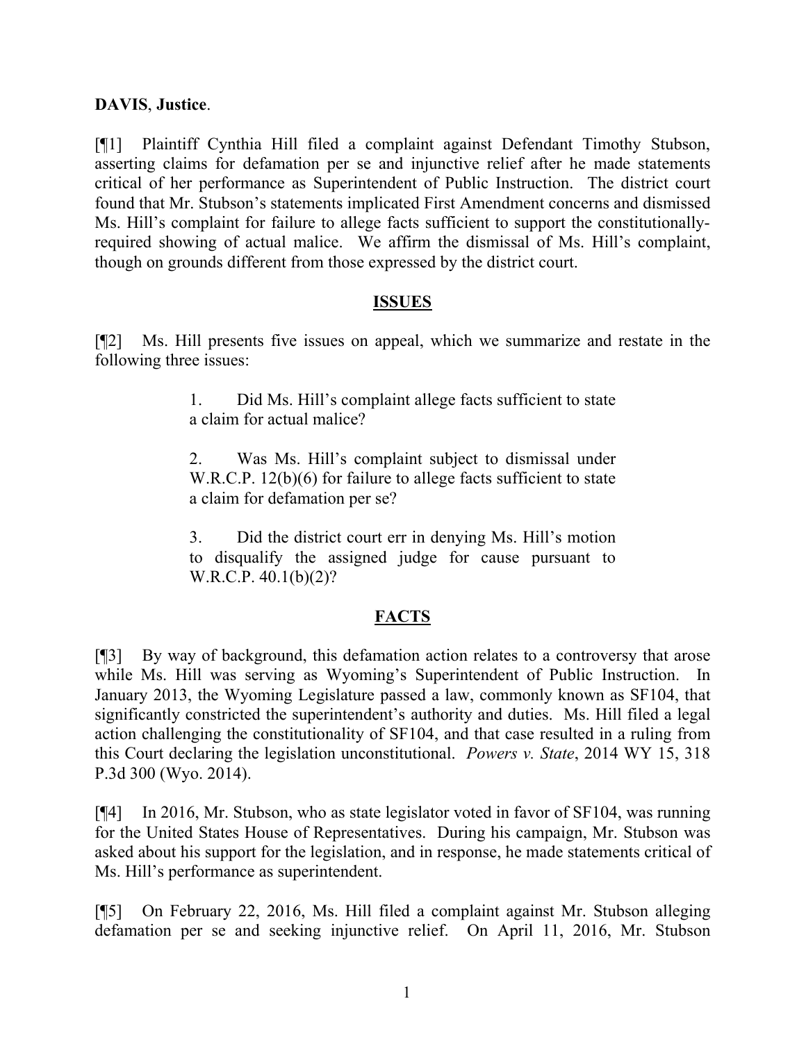**DAVIS**, **Justice**.

[¶1] Plaintiff Cynthia Hill filed a complaint against Defendant Timothy Stubson, asserting claims for defamation per se and injunctive relief after he made statements critical of her performance as Superintendent of Public Instruction. The district court found that Mr. Stubson's statements implicated First Amendment concerns and dismissed Ms. Hill's complaint for failure to allege facts sufficient to support the constitutionally-required showing of actual malice. We affirm the dismissal of Ms. Hill's complaint, though on grounds different from those expressed by the district court.

## ISSUES

[¶2] Ms. Hill presents five issues on appeal, which we summarize and restate in the following three issues:

> 1. Did Ms. Hill's complaint allege facts sufficient to state a claim for actual malice?
>
> 2. Was Ms. Hill's complaint subject to dismissal under W.R.C.P. 12(b)(6) for failure to allege facts sufficient to state a claim for defamation per se?
>
> 3. Did the district court err in denying Ms. Hill's motion to disqualify the assigned judge for cause pursuant to W.R.C.P. 40.1(b)(2)?

## FACTS

[¶3] By way of background, this defamation action relates to a controversy that arose while Ms. Hill was serving as Wyoming's Superintendent of Public Instruction. In January 2013, the Wyoming Legislature passed a law, commonly known as SF104, that significantly constricted the superintendent's authority and duties. Ms. Hill filed a legal action challenging the constitutionality of SF104, and that case resulted in a ruling from this Court declaring the legislation unconstitutional. *Powers v. State*, 2014 WY 15, 318 P.3d 300 (Wyo. 2014).

[¶4] In 2016, Mr. Stubson, who as state legislator voted in favor of SF104, was running for the United States House of Representatives. During his campaign, Mr. Stubson was asked about his support for the legislation, and in response, he made statements critical of Ms. Hill's performance as superintendent.

[¶5] On February 22, 2016, Ms. Hill filed a complaint against Mr. Stubson alleging defamation per se and seeking injunctive relief. On April 11, 2016, Mr. Stubson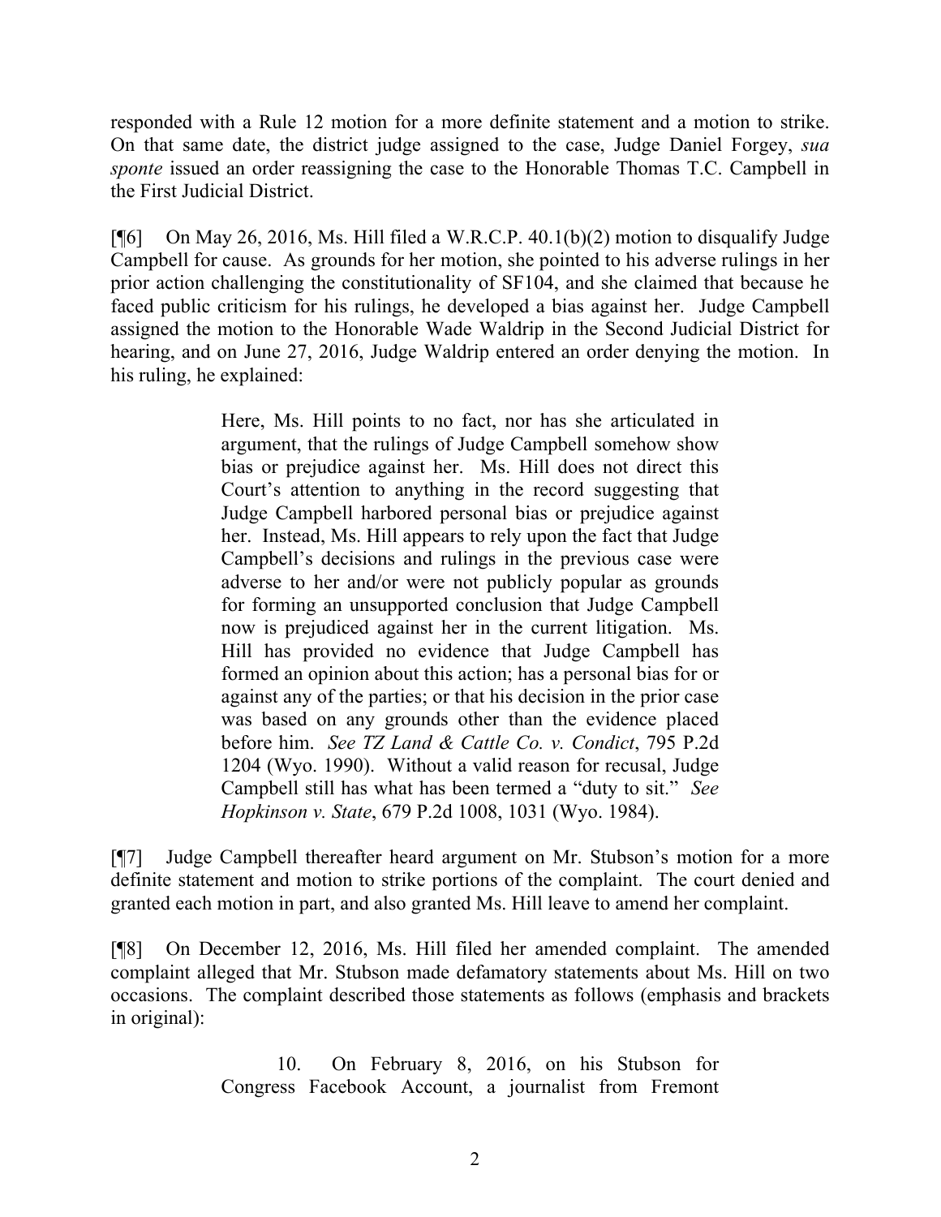responded with a Rule 12 motion for a more definite statement and a motion to strike. On that same date, the district judge assigned to the case, Judge Daniel Forgey, *sua sponte* issued an order reassigning the case to the Honorable Thomas T.C. Campbell in the First Judicial District.

[¶6] On May 26, 2016, Ms. Hill filed a W.R.C.P. 40.1(b)(2) motion to disqualify Judge Campbell for cause. As grounds for her motion, she pointed to his adverse rulings in her prior action challenging the constitutionality of SF104, and she claimed that because he faced public criticism for his rulings, he developed a bias against her. Judge Campbell assigned the motion to the Honorable Wade Waldrip in the Second Judicial District for hearing, and on June 27, 2016, Judge Waldrip entered an order denying the motion. In his ruling, he explained:

> Here, Ms. Hill points to no fact, nor has she articulated in argument, that the rulings of Judge Campbell somehow show bias or prejudice against her. Ms. Hill does not direct this Court's attention to anything in the record suggesting that Judge Campbell harbored personal bias or prejudice against her. Instead, Ms. Hill appears to rely upon the fact that Judge Campbell's decisions and rulings in the previous case were adverse to her and/or were not publicly popular as grounds for forming an unsupported conclusion that Judge Campbell now is prejudiced against her in the current litigation. Ms. Hill has provided no evidence that Judge Campbell has formed an opinion about this action; has a personal bias for or against any of the parties; or that his decision in the prior case was based on any grounds other than the evidence placed before him. *See TZ Land & Cattle Co. v. Condict*, 795 P.2d 1204 (Wyo. 1990). Without a valid reason for recusal, Judge Campbell still has what has been termed a "duty to sit." *See Hopkinson v. State*, 679 P.2d 1008, 1031 (Wyo. 1984).

[¶7] Judge Campbell thereafter heard argument on Mr. Stubson's motion for a more definite statement and motion to strike portions of the complaint. The court denied and granted each motion in part, and also granted Ms. Hill leave to amend her complaint.

[¶8] On December 12, 2016, Ms. Hill filed her amended complaint. The amended complaint alleged that Mr. Stubson made defamatory statements about Ms. Hill on two occasions. The complaint described those statements as follows (emphasis and brackets in original):

> 10. On February 8, 2016, on his Stubson for Congress Facebook Account, a journalist from Fremont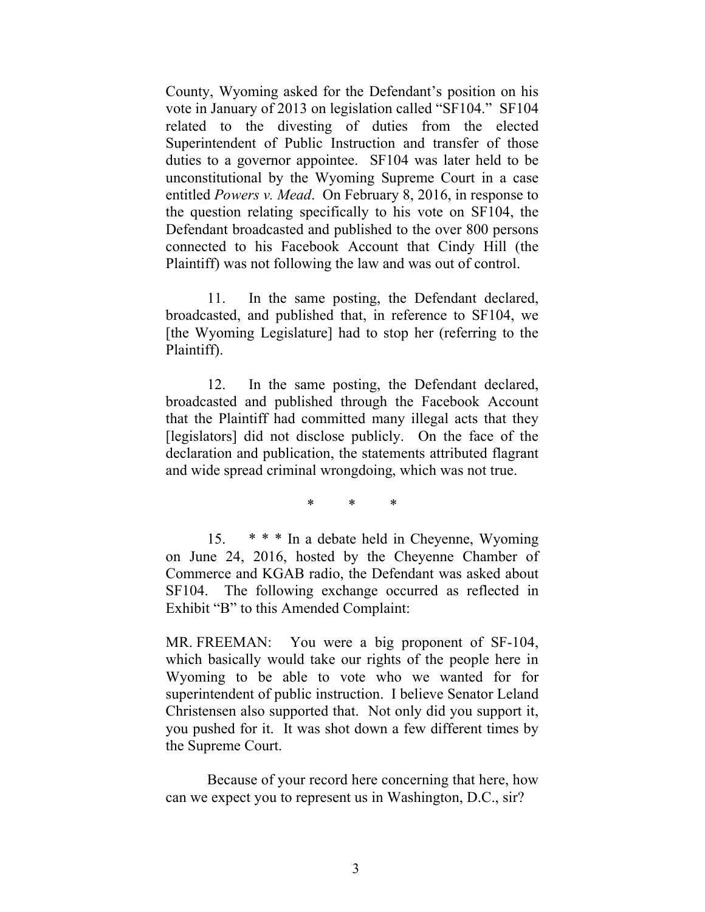County, Wyoming asked for the Defendant's position on his vote in January of 2013 on legislation called "SF104." SF104 related to the divesting of duties from the elected Superintendent of Public Instruction and transfer of those duties to a governor appointee. SF104 was later held to be unconstitutional by the Wyoming Supreme Court in a case entitled *Powers v. Mead*. On February 8, 2016, in response to the question relating specifically to his vote on SF104, the Defendant broadcasted and published to the over 800 persons connected to his Facebook Account that Cindy Hill (the Plaintiff) was not following the law and was out of control.

11. In the same posting, the Defendant declared, broadcasted, and published that, in reference to SF104, we [the Wyoming Legislature] had to stop her (referring to the Plaintiff).

12. In the same posting, the Defendant declared, broadcasted and published through the Facebook Account that the Plaintiff had committed many illegal acts that they [legislators] did not disclose publicly. On the face of the declaration and publication, the statements attributed flagrant and wide spread criminal wrongdoing, which was not true.

\* \* \*

15. \* \* \* In a debate held in Cheyenne, Wyoming on June 24, 2016, hosted by the Cheyenne Chamber of Commerce and KGAB radio, the Defendant was asked about SF104. The following exchange occurred as reflected in Exhibit "B" to this Amended Complaint:

MR. FREEMAN: You were a big proponent of SF-104, which basically would take our rights of the people here in Wyoming to be able to vote who we wanted for for superintendent of public instruction. I believe Senator Leland Christensen also supported that. Not only did you support it, you pushed for it. It was shot down a few different times by the Supreme Court.

Because of your record here concerning that here, how can we expect you to represent us in Washington, D.C., sir?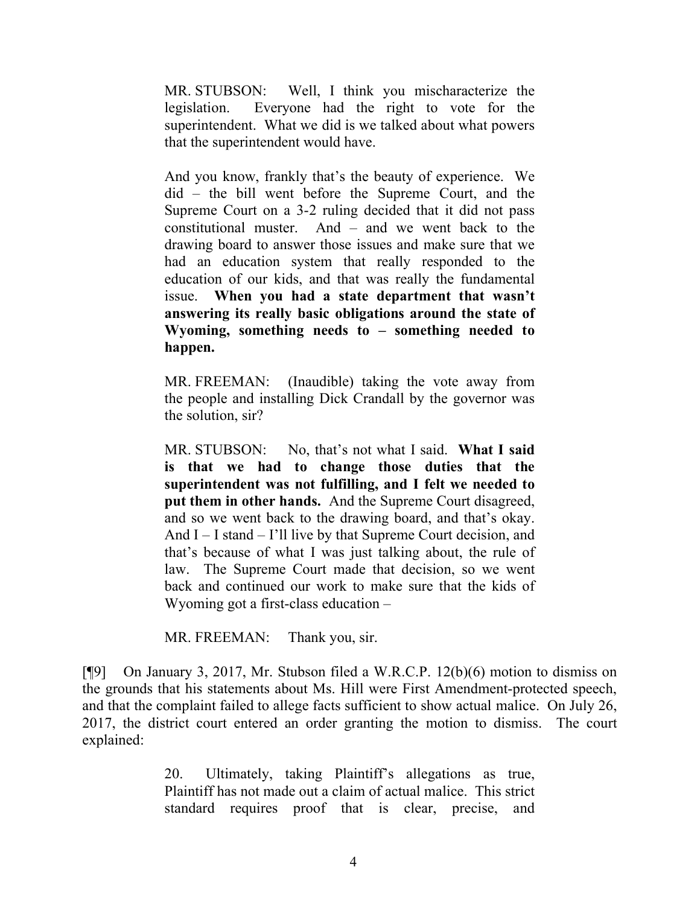> MR. STUBSON: Well, I think you mischaracterize the legislation. Everyone had the right to vote for the superintendent. What we did is we talked about what powers that the superintendent would have.
>
> And you know, frankly that's the beauty of experience. We did – the bill went before the Supreme Court, and the Supreme Court on a 3-2 ruling decided that it did not pass constitutional muster. And – and we went back to the drawing board to answer those issues and make sure that we had an education system that really responded to the education of our kids, and that was really the fundamental issue. **When you had a state department that wasn't answering its really basic obligations around the state of Wyoming, something needs to – something needed to happen.**
>
> MR. FREEMAN: (Inaudible) taking the vote away from the people and installing Dick Crandall by the governor was the solution, sir?
>
> MR. STUBSON: No, that's not what I said. **What I said is that we had to change those duties that the superintendent was not fulfilling, and I felt we needed to put them in other hands.** And the Supreme Court disagreed, and so we went back to the drawing board, and that's okay. And I – I stand – I'll live by that Supreme Court decision, and that's because of what I was just talking about, the rule of law. The Supreme Court made that decision, so we went back and continued our work to make sure that the kids of Wyoming got a first-class education –
>
> MR. FREEMAN: Thank you, sir.

[¶9] On January 3, 2017, Mr. Stubson filed a W.R.C.P. 12(b)(6) motion to dismiss on the grounds that his statements about Ms. Hill were First Amendment-protected speech, and that the complaint failed to allege facts sufficient to show actual malice. On July 26, 2017, the district court entered an order granting the motion to dismiss. The court explained:

> 20. Ultimately, taking Plaintiff's allegations as true, Plaintiff has not made out a claim of actual malice. This strict standard requires proof that is clear, precise, and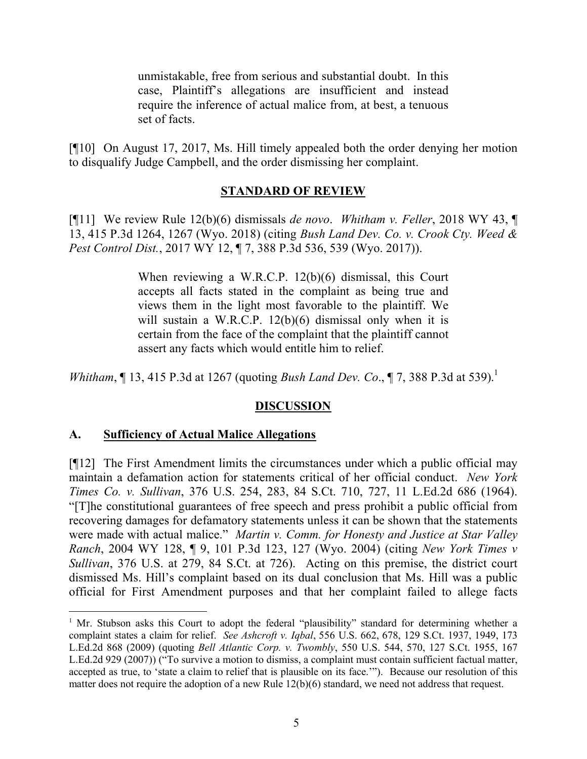> unmistakable, free from serious and substantial doubt. In this case, Plaintiff's allegations are insufficient and instead require the inference of actual malice from, at best, a tenuous set of facts.

[¶10] On August 17, 2017, Ms. Hill timely appealed both the order denying her motion to disqualify Judge Campbell, and the order dismissing her complaint.

## STANDARD OF REVIEW

[¶11] We review Rule 12(b)(6) dismissals *de novo*. *Whitham v. Feller*, 2018 WY 43, ¶ 13, 415 P.3d 1264, 1267 (Wyo. 2018) (citing *Bush Land Dev. Co. v. Crook Cty. Weed & Pest Control Dist.*, 2017 WY 12, ¶ 7, 388 P.3d 536, 539 (Wyo. 2017)).

> When reviewing a W.R.C.P. 12(b)(6) dismissal, this Court accepts all facts stated in the complaint as being true and views them in the light most favorable to the plaintiff. We will sustain a W.R.C.P. 12(b)(6) dismissal only when it is certain from the face of the complaint that the plaintiff cannot assert any facts which would entitle him to relief.

*Whitham*, ¶ 13, 415 P.3d at 1267 (quoting *Bush Land Dev. Co.*, ¶ 7, 388 P.3d at 539).[1]

## DISCUSSION

### A. Sufficiency of Actual Malice Allegations

[¶12] The First Amendment limits the circumstances under which a public official may maintain a defamation action for statements critical of her official conduct. *New York Times Co. v. Sullivan*, 376 U.S. 254, 283, 84 S.Ct. 710, 727, 11 L.Ed.2d 686 (1964). "[T]he constitutional guarantees of free speech and press prohibit a public official from recovering damages for defamatory statements unless it can be shown that the statements were made with actual malice." *Martin v. Comm. for Honesty and Justice at Star Valley Ranch*, 2004 WY 128, ¶ 9, 101 P.3d 123, 127 (Wyo. 2004) (citing *New York Times v Sullivan*, 376 U.S. at 279, 84 S.Ct. at 726). Acting on this premise, the district court dismissed Ms. Hill's complaint based on its dual conclusion that Ms. Hill was a public official for First Amendment purposes and that her complaint failed to allege facts

---

[1] Mr. Stubson asks this Court to adopt the federal "plausibility" standard for determining whether a complaint states a claim for relief. *See Ashcroft v. Iqbal*, 556 U.S. 662, 678, 129 S.Ct. 1937, 1949, 173 L.Ed.2d 868 (2009) (quoting *Bell Atlantic Corp. v. Twombly*, 550 U.S. 544, 570, 127 S.Ct. 1955, 167 L.Ed.2d 929 (2007)) ("To survive a motion to dismiss, a complaint must contain sufficient factual matter, accepted as true, to 'state a claim to relief that is plausible on its face.'"). Because our resolution of this matter does not require the adoption of a new Rule 12(b)(6) standard, we need not address that request.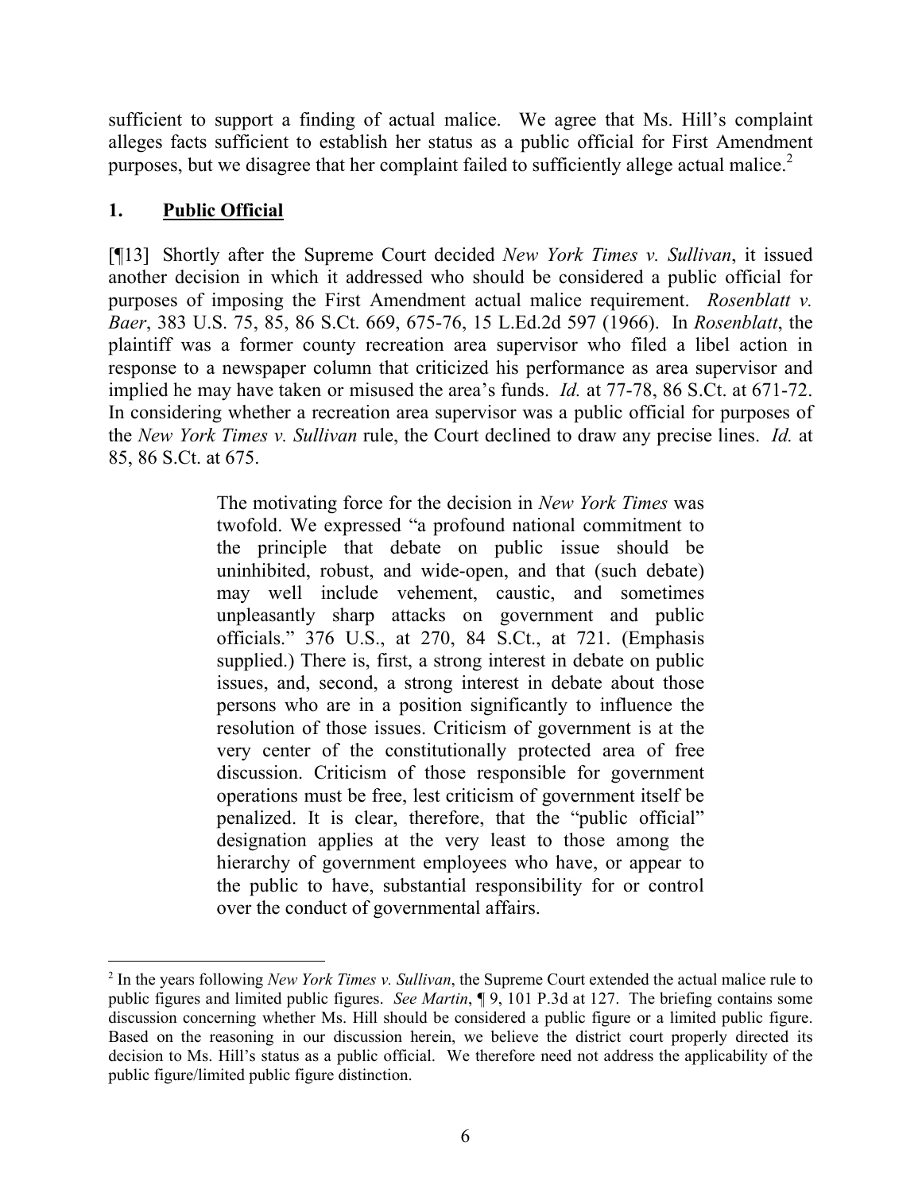sufficient to support a finding of actual malice. We agree that Ms. Hill's complaint alleges facts sufficient to establish her status as a public official for First Amendment purposes, but we disagree that her complaint failed to sufficiently allege actual malice.[2]

## 1. Public Official

[¶13] Shortly after the Supreme Court decided *New York Times v. Sullivan*, it issued another decision in which it addressed who should be considered a public official for purposes of imposing the First Amendment actual malice requirement. *Rosenblatt v. Baer*, 383 U.S. 75, 85, 86 S.Ct. 669, 675-76, 15 L.Ed.2d 597 (1966). In *Rosenblatt*, the plaintiff was a former county recreation area supervisor who filed a libel action in response to a newspaper column that criticized his performance as area supervisor and implied he may have taken or misused the area's funds. *Id.* at 77-78, 86 S.Ct. at 671-72. In considering whether a recreation area supervisor was a public official for purposes of the *New York Times v. Sullivan* rule, the Court declined to draw any precise lines. *Id.* at 85, 86 S.Ct. at 675.

> The motivating force for the decision in *New York Times* was twofold. We expressed "a profound national commitment to the principle that debate on public issue should be uninhibited, robust, and wide-open, and that (such debate) may well include vehement, caustic, and sometimes unpleasantly sharp attacks on government and public officials." 376 U.S., at 270, 84 S.Ct., at 721. (Emphasis supplied.) There is, first, a strong interest in debate on public issues, and, second, a strong interest in debate about those persons who are in a position significantly to influence the resolution of those issues. Criticism of government is at the very center of the constitutionally protected area of free discussion. Criticism of those responsible for government operations must be free, lest criticism of government itself be penalized. It is clear, therefore, that the "public official" designation applies at the very least to those among the hierarchy of government employees who have, or appear to the public to have, substantial responsibility for or control over the conduct of governmental affairs.

---

[2] In the years following *New York Times v. Sullivan*, the Supreme Court extended the actual malice rule to public figures and limited public figures. *See Martin*, ¶ 9, 101 P.3d at 127. The briefing contains some discussion concerning whether Ms. Hill should be considered a public figure or a limited public figure. Based on the reasoning in our discussion herein, we believe the district court properly directed its decision to Ms. Hill's status as a public official. We therefore need not address the applicability of the public figure/limited public figure distinction.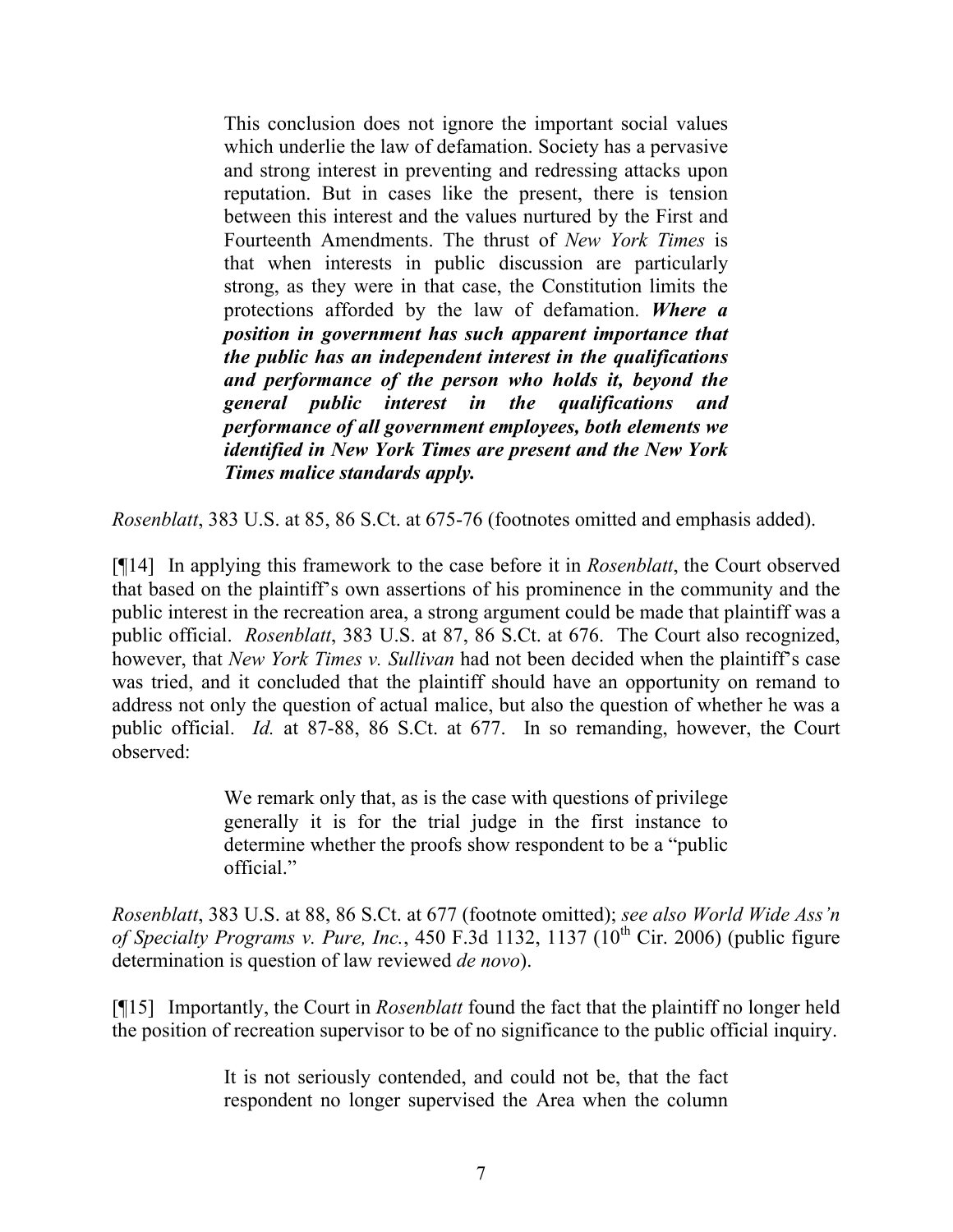> This conclusion does not ignore the important social values which underlie the law of defamation. Society has a pervasive and strong interest in preventing and redressing attacks upon reputation. But in cases like the present, there is tension between this interest and the values nurtured by the First and Fourteenth Amendments. The thrust of *New York Times* is that when interests in public discussion are particularly strong, as they were in that case, the Constitution limits the protections afforded by the law of defamation. ***Where a position in government has such apparent importance that the public has an independent interest in the qualifications and performance of the person who holds it, beyond the general public interest in the qualifications and performance of all government employees, both elements we identified in New York Times are present and the New York Times malice standards apply.***

*Rosenblatt*, 383 U.S. at 85, 86 S.Ct. at 675-76 (footnotes omitted and emphasis added).

[¶14] In applying this framework to the case before it in *Rosenblatt*, the Court observed that based on the plaintiff's own assertions of his prominence in the community and the public interest in the recreation area, a strong argument could be made that plaintiff was a public official. *Rosenblatt*, 383 U.S. at 87, 86 S.Ct. at 676. The Court also recognized, however, that *New York Times v. Sullivan* had not been decided when the plaintiff's case was tried, and it concluded that the plaintiff should have an opportunity on remand to address not only the question of actual malice, but also the question of whether he was a public official. *Id.* at 87-88, 86 S.Ct. at 677. In so remanding, however, the Court observed:

> We remark only that, as is the case with questions of privilege generally it is for the trial judge in the first instance to determine whether the proofs show respondent to be a "public official."

*Rosenblatt*, 383 U.S. at 88, 86 S.Ct. at 677 (footnote omitted); *see also World Wide Ass'n of Specialty Programs v. Pure, Inc.*, 450 F.3d 1132, 1137 (10th Cir. 2006) (public figure determination is question of law reviewed *de novo*).

[¶15] Importantly, the Court in *Rosenblatt* found the fact that the plaintiff no longer held the position of recreation supervisor to be of no significance to the public official inquiry.

> It is not seriously contended, and could not be, that the fact respondent no longer supervised the Area when the column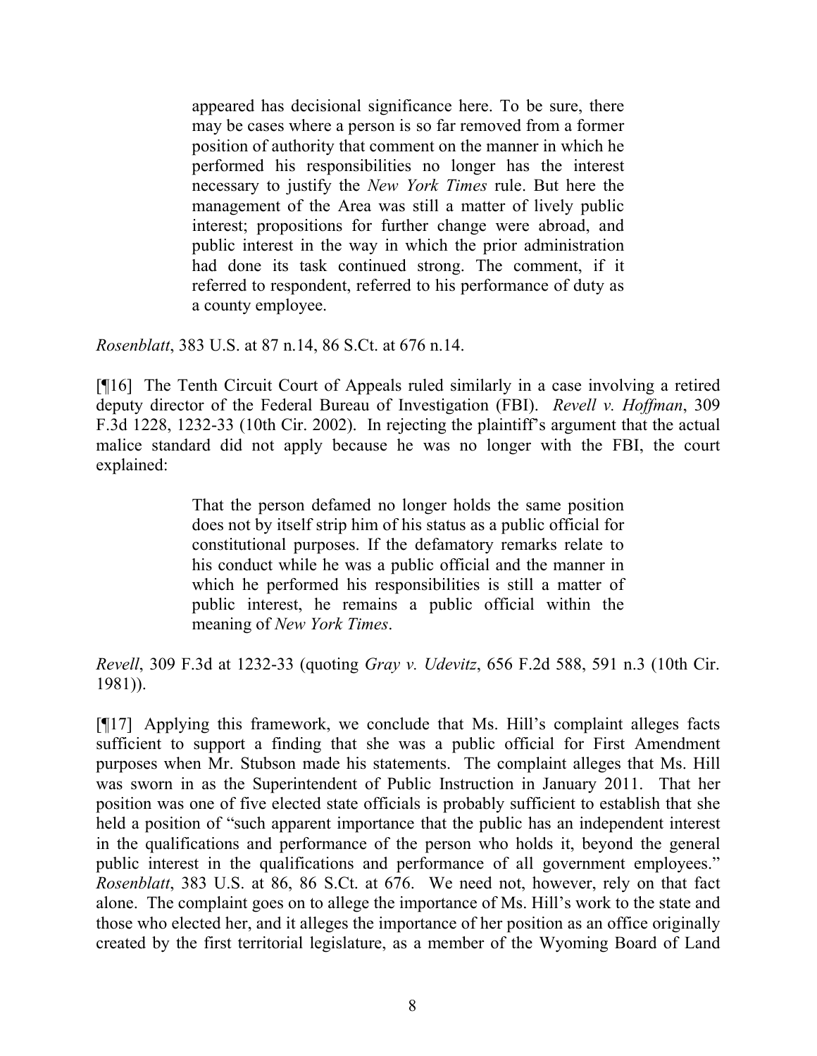> appeared has decisional significance here. To be sure, there may be cases where a person is so far removed from a former position of authority that comment on the manner in which he performed his responsibilities no longer has the interest necessary to justify the *New York Times* rule. But here the management of the Area was still a matter of lively public interest; propositions for further change were abroad, and public interest in the way in which the prior administration had done its task continued strong. The comment, if it referred to respondent, referred to his performance of duty as a county employee.

*Rosenblatt*, 383 U.S. at 87 n.14, 86 S.Ct. at 676 n.14.

[¶16] The Tenth Circuit Court of Appeals ruled similarly in a case involving a retired deputy director of the Federal Bureau of Investigation (FBI). *Revell v. Hoffman*, 309 F.3d 1228, 1232-33 (10th Cir. 2002). In rejecting the plaintiff's argument that the actual malice standard did not apply because he was no longer with the FBI, the court explained:

> That the person defamed no longer holds the same position does not by itself strip him of his status as a public official for constitutional purposes. If the defamatory remarks relate to his conduct while he was a public official and the manner in which he performed his responsibilities is still a matter of public interest, he remains a public official within the meaning of *New York Times*.

*Revell*, 309 F.3d at 1232-33 (quoting *Gray v. Udevitz*, 656 F.2d 588, 591 n.3 (10th Cir. 1981)).

[¶17] Applying this framework, we conclude that Ms. Hill's complaint alleges facts sufficient to support a finding that she was a public official for First Amendment purposes when Mr. Stubson made his statements. The complaint alleges that Ms. Hill was sworn in as the Superintendent of Public Instruction in January 2011. That her position was one of five elected state officials is probably sufficient to establish that she held a position of "such apparent importance that the public has an independent interest in the qualifications and performance of the person who holds it, beyond the general public interest in the qualifications and performance of all government employees." *Rosenblatt*, 383 U.S. at 86, 86 S.Ct. at 676. We need not, however, rely on that fact alone. The complaint goes on to allege the importance of Ms. Hill's work to the state and those who elected her, and it alleges the importance of her position as an office originally created by the first territorial legislature, as a member of the Wyoming Board of Land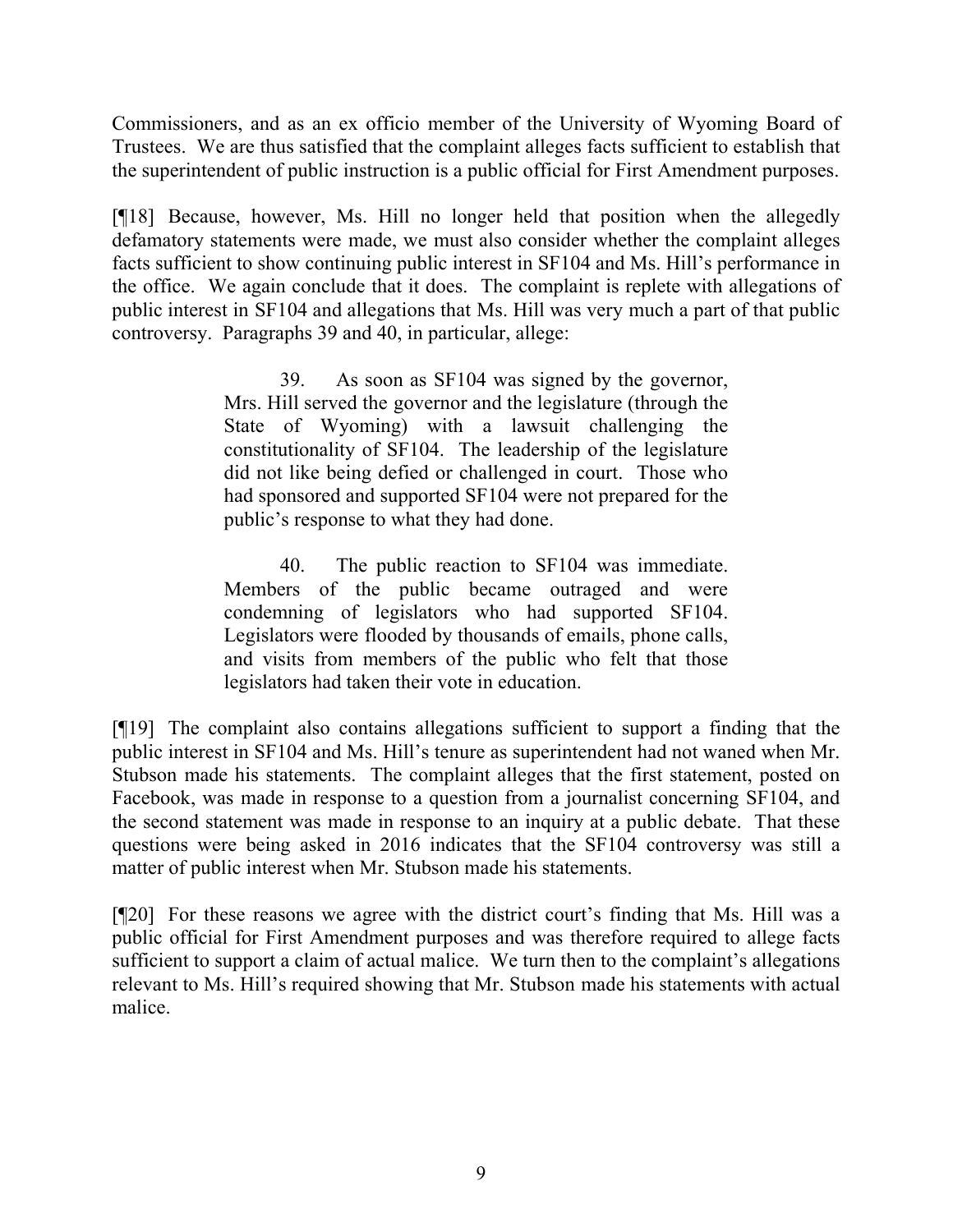Commissioners, and as an ex officio member of the University of Wyoming Board of Trustees. We are thus satisfied that the complaint alleges facts sufficient to establish that the superintendent of public instruction is a public official for First Amendment purposes.

[¶18] Because, however, Ms. Hill no longer held that position when the allegedly defamatory statements were made, we must also consider whether the complaint alleges facts sufficient to show continuing public interest in SF104 and Ms. Hill's performance in the office. We again conclude that it does. The complaint is replete with allegations of public interest in SF104 and allegations that Ms. Hill was very much a part of that public controversy. Paragraphs 39 and 40, in particular, allege:

> 39. As soon as SF104 was signed by the governor, Mrs. Hill served the governor and the legislature (through the State of Wyoming) with a lawsuit challenging the constitutionality of SF104. The leadership of the legislature did not like being defied or challenged in court. Those who had sponsored and supported SF104 were not prepared for the public's response to what they had done.
>
> 40. The public reaction to SF104 was immediate. Members of the public became outraged and were condemning of legislators who had supported SF104. Legislators were flooded by thousands of emails, phone calls, and visits from members of the public who felt that those legislators had taken their vote in education.

[¶19] The complaint also contains allegations sufficient to support a finding that the public interest in SF104 and Ms. Hill's tenure as superintendent had not waned when Mr. Stubson made his statements. The complaint alleges that the first statement, posted on Facebook, was made in response to a question from a journalist concerning SF104, and the second statement was made in response to an inquiry at a public debate. That these questions were being asked in 2016 indicates that the SF104 controversy was still a matter of public interest when Mr. Stubson made his statements.

[¶20] For these reasons we agree with the district court's finding that Ms. Hill was a public official for First Amendment purposes and was therefore required to allege facts sufficient to support a claim of actual malice. We turn then to the complaint's allegations relevant to Ms. Hill's required showing that Mr. Stubson made his statements with actual malice.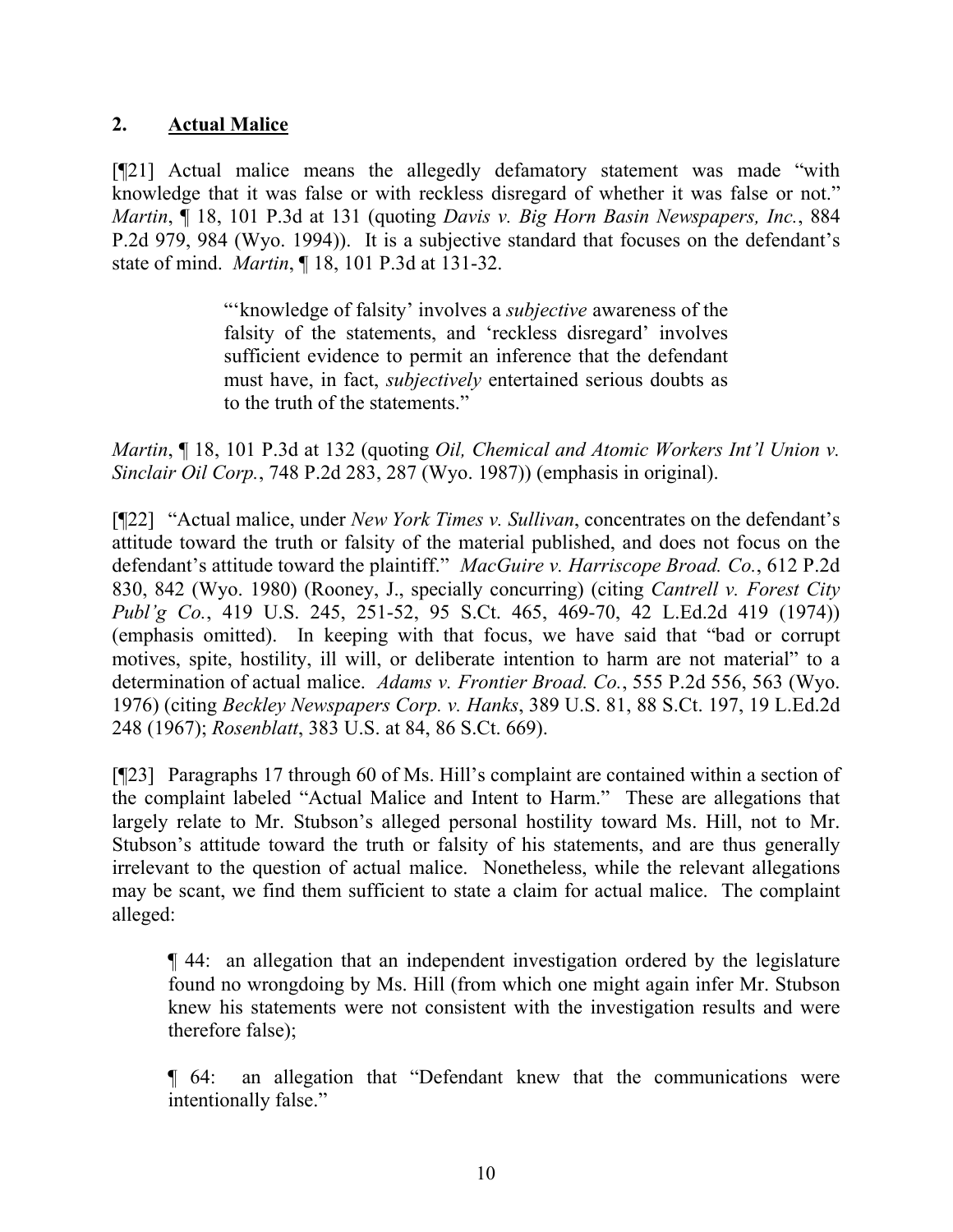### 2. **Actual Malice**

[¶21] Actual malice means the allegedly defamatory statement was made "with knowledge that it was false or with reckless disregard of whether it was false or not." *Martin*, ¶ 18, 101 P.3d at 131 (quoting *Davis v. Big Horn Basin Newspapers, Inc.*, 884 P.2d 979, 984 (Wyo. 1994)). It is a subjective standard that focuses on the defendant's state of mind. *Martin*, ¶ 18, 101 P.3d at 131-32.

> "'knowledge of falsity' involves a *subjective* awareness of the falsity of the statements, and 'reckless disregard' involves sufficient evidence to permit an inference that the defendant must have, in fact, *subjectively* entertained serious doubts as to the truth of the statements."

*Martin*, ¶ 18, 101 P.3d at 132 (quoting *Oil, Chemical and Atomic Workers Int'l Union v. Sinclair Oil Corp.*, 748 P.2d 283, 287 (Wyo. 1987)) (emphasis in original).

[¶22] "Actual malice, under *New York Times v. Sullivan*, concentrates on the defendant's attitude toward the truth or falsity of the material published, and does not focus on the defendant's attitude toward the plaintiff." *MacGuire v. Harriscope Broad. Co.*, 612 P.2d 830, 842 (Wyo. 1980) (Rooney, J., specially concurring) (citing *Cantrell v. Forest City Publ'g Co.*, 419 U.S. 245, 251-52, 95 S.Ct. 465, 469-70, 42 L.Ed.2d 419 (1974)) (emphasis omitted). In keeping with that focus, we have said that "bad or corrupt motives, spite, hostility, ill will, or deliberate intention to harm are not material" to a determination of actual malice. *Adams v. Frontier Broad. Co.*, 555 P.2d 556, 563 (Wyo. 1976) (citing *Beckley Newspapers Corp. v. Hanks*, 389 U.S. 81, 88 S.Ct. 197, 19 L.Ed.2d 248 (1967); *Rosenblatt*, 383 U.S. at 84, 86 S.Ct. 669).

[¶23] Paragraphs 17 through 60 of Ms. Hill's complaint are contained within a section of the complaint labeled "Actual Malice and Intent to Harm." These are allegations that largely relate to Mr. Stubson's alleged personal hostility toward Ms. Hill, not to Mr. Stubson's attitude toward the truth or falsity of his statements, and are thus generally irrelevant to the question of actual malice. Nonetheless, while the relevant allegations may be scant, we find them sufficient to state a claim for actual malice. The complaint alleged:

¶ 44: an allegation that an independent investigation ordered by the legislature found no wrongdoing by Ms. Hill (from which one might again infer Mr. Stubson knew his statements were not consistent with the investigation results and were therefore false);

¶ 64: an allegation that "Defendant knew that the communications were intentionally false."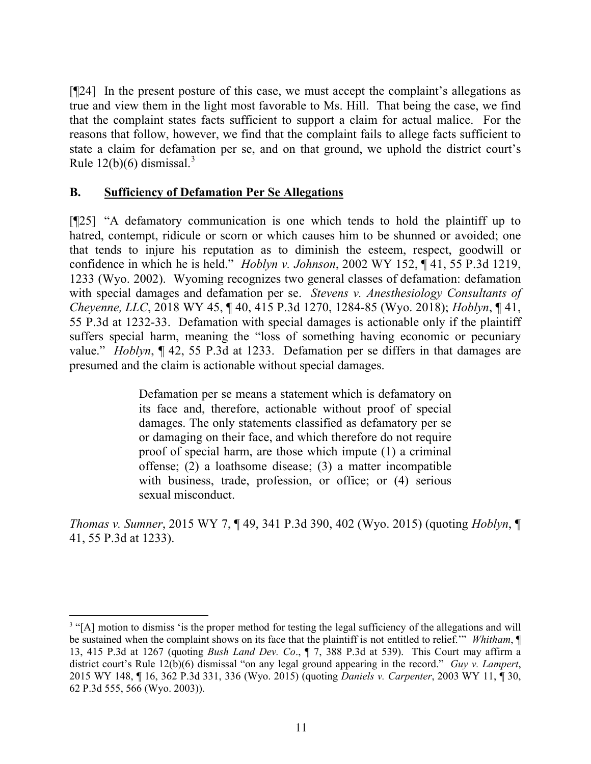[¶24] In the present posture of this case, we must accept the complaint's allegations as true and view them in the light most favorable to Ms. Hill. That being the case, we find that the complaint states facts sufficient to support a claim for actual malice. For the reasons that follow, however, we find that the complaint fails to allege facts sufficient to state a claim for defamation per se, and on that ground, we uphold the district court's Rule 12(b)(6) dismissal.[3]

## B. Sufficiency of Defamation Per Se Allegations

[¶25] "A defamatory communication is one which tends to hold the plaintiff up to hatred, contempt, ridicule or scorn or which causes him to be shunned or avoided; one that tends to injure his reputation as to diminish the esteem, respect, goodwill or confidence in which he is held." *Hoblyn v. Johnson*, 2002 WY 152, ¶ 41, 55 P.3d 1219, 1233 (Wyo. 2002). Wyoming recognizes two general classes of defamation: defamation with special damages and defamation per se. *Stevens v. Anesthesiology Consultants of Cheyenne, LLC*, 2018 WY 45, ¶ 40, 415 P.3d 1270, 1284-85 (Wyo. 2018); *Hoblyn*, ¶ 41, 55 P.3d at 1232-33. Defamation with special damages is actionable only if the plaintiff suffers special harm, meaning the "loss of something having economic or pecuniary value." *Hoblyn*, ¶ 42, 55 P.3d at 1233. Defamation per se differs in that damages are presumed and the claim is actionable without special damages.

> Defamation per se means a statement which is defamatory on its face and, therefore, actionable without proof of special damages. The only statements classified as defamatory per se or damaging on their face, and which therefore do not require proof of special harm, are those which impute (1) a criminal offense; (2) a loathsome disease; (3) a matter incompatible with business, trade, profession, or office; or (4) serious sexual misconduct.

*Thomas v. Sumner*, 2015 WY 7, ¶ 49, 341 P.3d 390, 402 (Wyo. 2015) (quoting *Hoblyn*, ¶ 41, 55 P.3d at 1233).

---

[3] "[A] motion to dismiss 'is the proper method for testing the legal sufficiency of the allegations and will be sustained when the complaint shows on its face that the plaintiff is not entitled to relief.'" *Whitham*, ¶ 13, 415 P.3d at 1267 (quoting *Bush Land Dev. Co*., ¶ 7, 388 P.3d at 539). This Court may affirm a district court's Rule 12(b)(6) dismissal "on any legal ground appearing in the record." *Guy v. Lampert*, 2015 WY 148, ¶ 16, 362 P.3d 331, 336 (Wyo. 2015) (quoting *Daniels v. Carpenter*, 2003 WY 11, ¶ 30, 62 P.3d 555, 566 (Wyo. 2003)).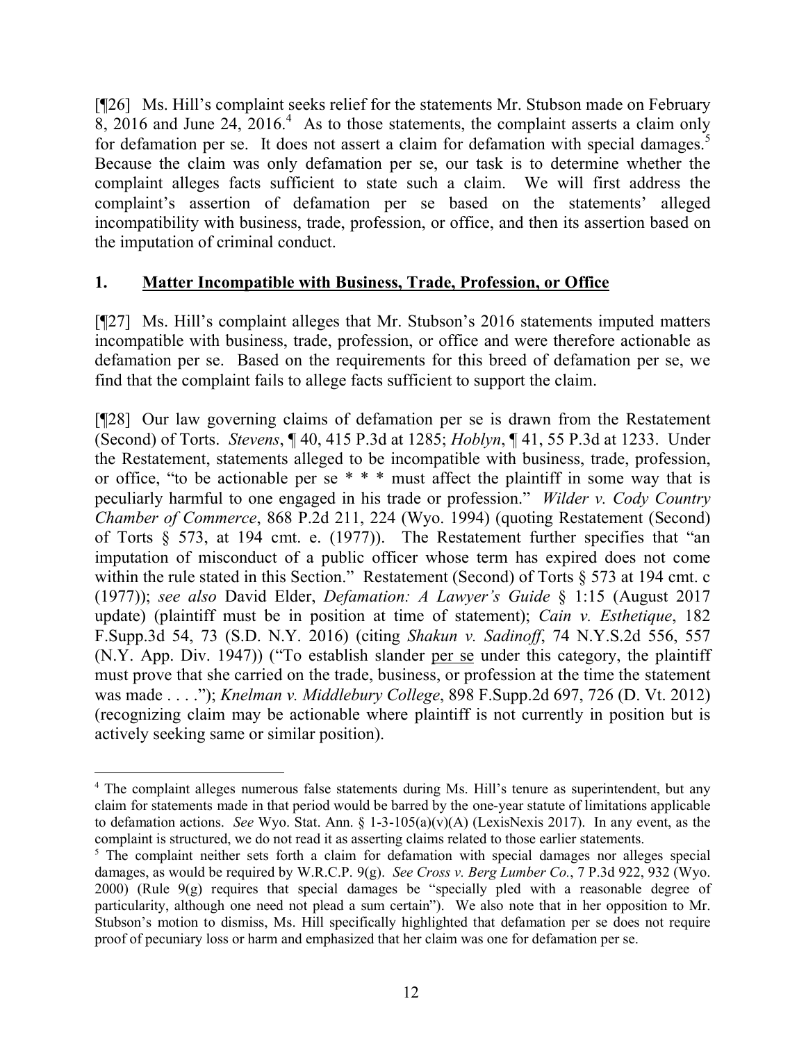[¶26] Ms. Hill's complaint seeks relief for the statements Mr. Stubson made on February 8, 2016 and June 24, 2016.[4] As to those statements, the complaint asserts a claim only for defamation per se. It does not assert a claim for defamation with special damages.[5] Because the claim was only defamation per se, our task is to determine whether the complaint alleges facts sufficient to state such a claim. We will first address the complaint's assertion of defamation per se based on the statements' alleged incompatibility with business, trade, profession, or office, and then its assertion based on the imputation of criminal conduct.

## 1. Matter Incompatible with Business, Trade, Profession, or Office

[¶27] Ms. Hill's complaint alleges that Mr. Stubson's 2016 statements imputed matters incompatible with business, trade, profession, or office and were therefore actionable as defamation per se. Based on the requirements for this breed of defamation per se, we find that the complaint fails to allege facts sufficient to support the claim.

[¶28] Our law governing claims of defamation per se is drawn from the Restatement (Second) of Torts. *Stevens*, ¶ 40, 415 P.3d at 1285; *Hoblyn*, ¶ 41, 55 P.3d at 1233. Under the Restatement, statements alleged to be incompatible with business, trade, profession, or office, "to be actionable per se * * * must affect the plaintiff in some way that is peculiarly harmful to one engaged in his trade or profession." *Wilder v. Cody Country Chamber of Commerce*, 868 P.2d 211, 224 (Wyo. 1994) (quoting Restatement (Second) of Torts § 573, at 194 cmt. e. (1977)). The Restatement further specifies that "an imputation of misconduct of a public officer whose term has expired does not come within the rule stated in this Section." Restatement (Second) of Torts § 573 at 194 cmt. c (1977)); *see also* David Elder, *Defamation: A Lawyer's Guide* § 1:15 (August 2017 update) (plaintiff must be in position at time of statement); *Cain v. Esthetique*, 182 F.Supp.3d 54, 73 (S.D. N.Y. 2016) (citing *Shakun v. Sadinoff*, 74 N.Y.S.2d 556, 557 (N.Y. App. Div. 1947)) ("To establish slander per se under this category, the plaintiff must prove that she carried on the trade, business, or profession at the time the statement was made . . . ."); *Knelman v. Middlebury College*, 898 F.Supp.2d 697, 726 (D. Vt. 2012) (recognizing claim may be actionable where plaintiff is not currently in position but is actively seeking same or similar position).

---

[4] The complaint alleges numerous false statements during Ms. Hill's tenure as superintendent, but any claim for statements made in that period would be barred by the one-year statute of limitations applicable to defamation actions. *See* Wyo. Stat. Ann. § 1-3-105(a)(v)(A) (LexisNexis 2017). In any event, as the complaint is structured, we do not read it as asserting claims related to those earlier statements.

[5] The complaint neither sets forth a claim for defamation with special damages nor alleges special damages, as would be required by W.R.C.P. 9(g). *See Cross v. Berg Lumber Co.*, 7 P.3d 922, 932 (Wyo. 2000) (Rule 9(g) requires that special damages be "specially pled with a reasonable degree of particularity, although one need not plead a sum certain"). We also note that in her opposition to Mr. Stubson's motion to dismiss, Ms. Hill specifically highlighted that defamation per se does not require proof of pecuniary loss or harm and emphasized that her claim was one for defamation per se.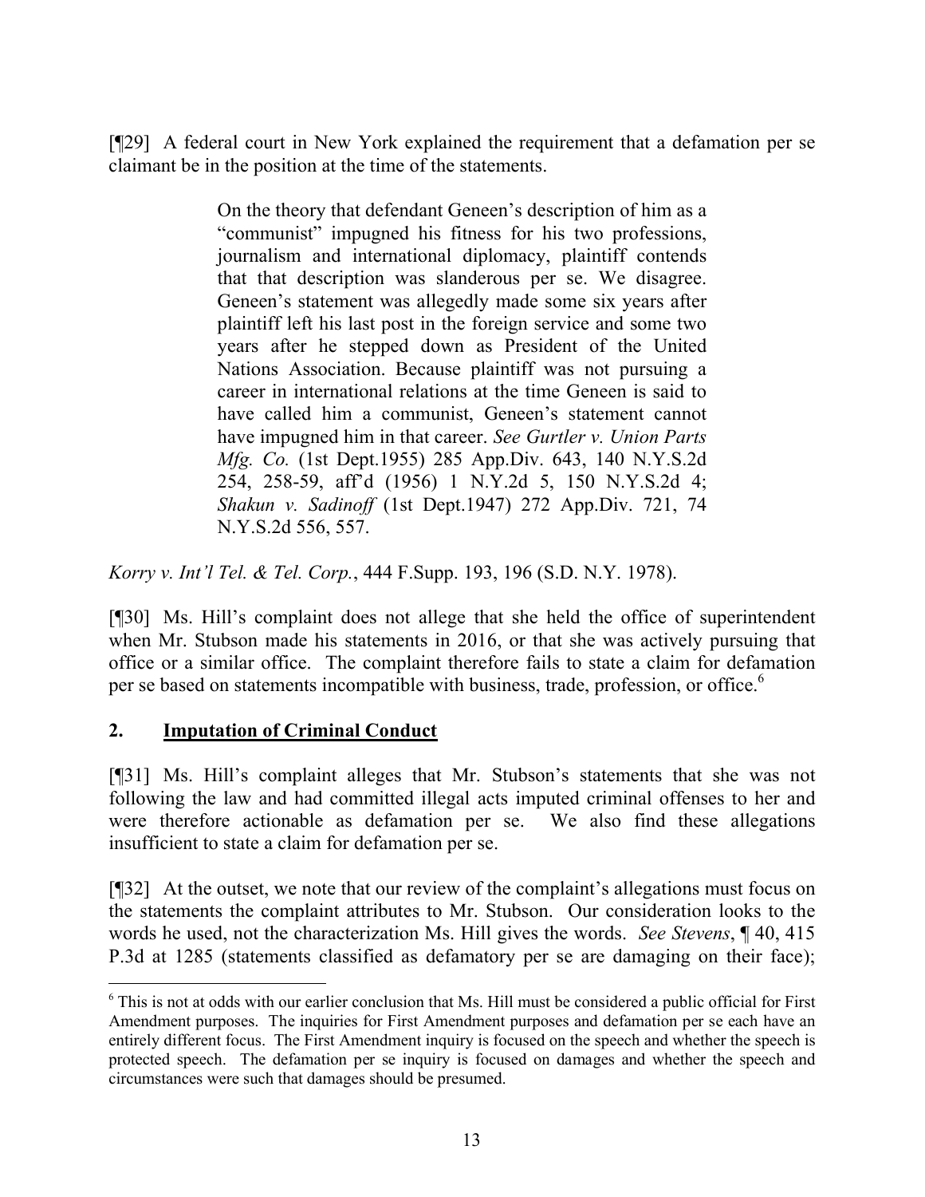[¶29] A federal court in New York explained the requirement that a defamation per se claimant be in the position at the time of the statements.

> On the theory that defendant Geneen's description of him as a "communist" impugned his fitness for his two professions, journalism and international diplomacy, plaintiff contends that that description was slanderous per se. We disagree. Geneen's statement was allegedly made some six years after plaintiff left his last post in the foreign service and some two years after he stepped down as President of the United Nations Association. Because plaintiff was not pursuing a career in international relations at the time Geneen is said to have called him a communist, Geneen's statement cannot have impugned him in that career. *See Gurtler v. Union Parts Mfg. Co.* (1st Dept.1955) 285 App.Div. 643, 140 N.Y.S.2d 254, 258-59, aff'd (1956) 1 N.Y.2d 5, 150 N.Y.S.2d 4; *Shakun v. Sadinoff* (1st Dept.1947) 272 App.Div. 721, 74 N.Y.S.2d 556, 557.

*Korry v. Int'l Tel. & Tel. Corp.*, 444 F.Supp. 193, 196 (S.D. N.Y. 1978).

[¶30] Ms. Hill's complaint does not allege that she held the office of superintendent when Mr. Stubson made his statements in 2016, or that she was actively pursuing that office or a similar office. The complaint therefore fails to state a claim for defamation per se based on statements incompatible with business, trade, profession, or office.[6]

## 2. Imputation of Criminal Conduct

[¶31] Ms. Hill's complaint alleges that Mr. Stubson's statements that she was not following the law and had committed illegal acts imputed criminal offenses to her and were therefore actionable as defamation per se. We also find these allegations insufficient to state a claim for defamation per se.

[¶32] At the outset, we note that our review of the complaint's allegations must focus on the statements the complaint attributes to Mr. Stubson. Our consideration looks to the words he used, not the characterization Ms. Hill gives the words. *See Stevens*, ¶ 40, 415 P.3d at 1285 (statements classified as defamatory per se are damaging on their face);

---

[6] This is not at odds with our earlier conclusion that Ms. Hill must be considered a public official for First Amendment purposes. The inquiries for First Amendment purposes and defamation per se each have an entirely different focus. The First Amendment inquiry is focused on the speech and whether the speech is protected speech. The defamation per se inquiry is focused on damages and whether the speech and circumstances were such that damages should be presumed.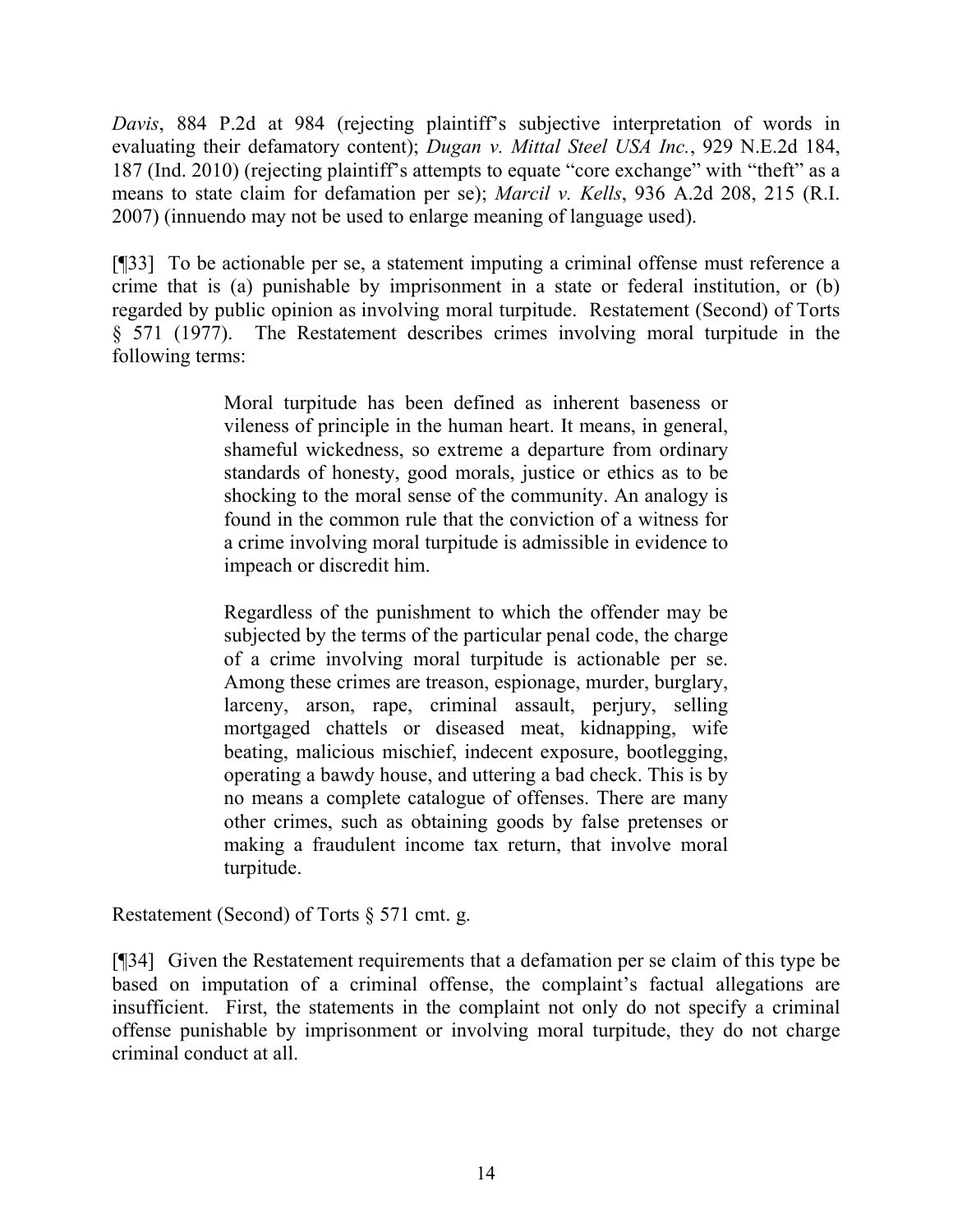*Davis*, 884 P.2d at 984 (rejecting plaintiff's subjective interpretation of words in evaluating their defamatory content); *Dugan v. Mittal Steel USA Inc.*, 929 N.E.2d 184, 187 (Ind. 2010) (rejecting plaintiff's attempts to equate "core exchange" with "theft" as a means to state claim for defamation per se); *Marcil v. Kells*, 936 A.2d 208, 215 (R.I. 2007) (innuendo may not be used to enlarge meaning of language used).

[¶33] To be actionable per se, a statement imputing a criminal offense must reference a crime that is (a) punishable by imprisonment in a state or federal institution, or (b) regarded by public opinion as involving moral turpitude. Restatement (Second) of Torts § 571 (1977). The Restatement describes crimes involving moral turpitude in the following terms:

> Moral turpitude has been defined as inherent baseness or vileness of principle in the human heart. It means, in general, shameful wickedness, so extreme a departure from ordinary standards of honesty, good morals, justice or ethics as to be shocking to the moral sense of the community. An analogy is found in the common rule that the conviction of a witness for a crime involving moral turpitude is admissible in evidence to impeach or discredit him.
>
> Regardless of the punishment to which the offender may be subjected by the terms of the particular penal code, the charge of a crime involving moral turpitude is actionable per se. Among these crimes are treason, espionage, murder, burglary, larceny, arson, rape, criminal assault, perjury, selling mortgaged chattels or diseased meat, kidnapping, wife beating, malicious mischief, indecent exposure, bootlegging, operating a bawdy house, and uttering a bad check. This is by no means a complete catalogue of offenses. There are many other crimes, such as obtaining goods by false pretenses or making a fraudulent income tax return, that involve moral turpitude.

Restatement (Second) of Torts § 571 cmt. g.

[¶34] Given the Restatement requirements that a defamation per se claim of this type be based on imputation of a criminal offense, the complaint's factual allegations are insufficient. First, the statements in the complaint not only do not specify a criminal offense punishable by imprisonment or involving moral turpitude, they do not charge criminal conduct at all.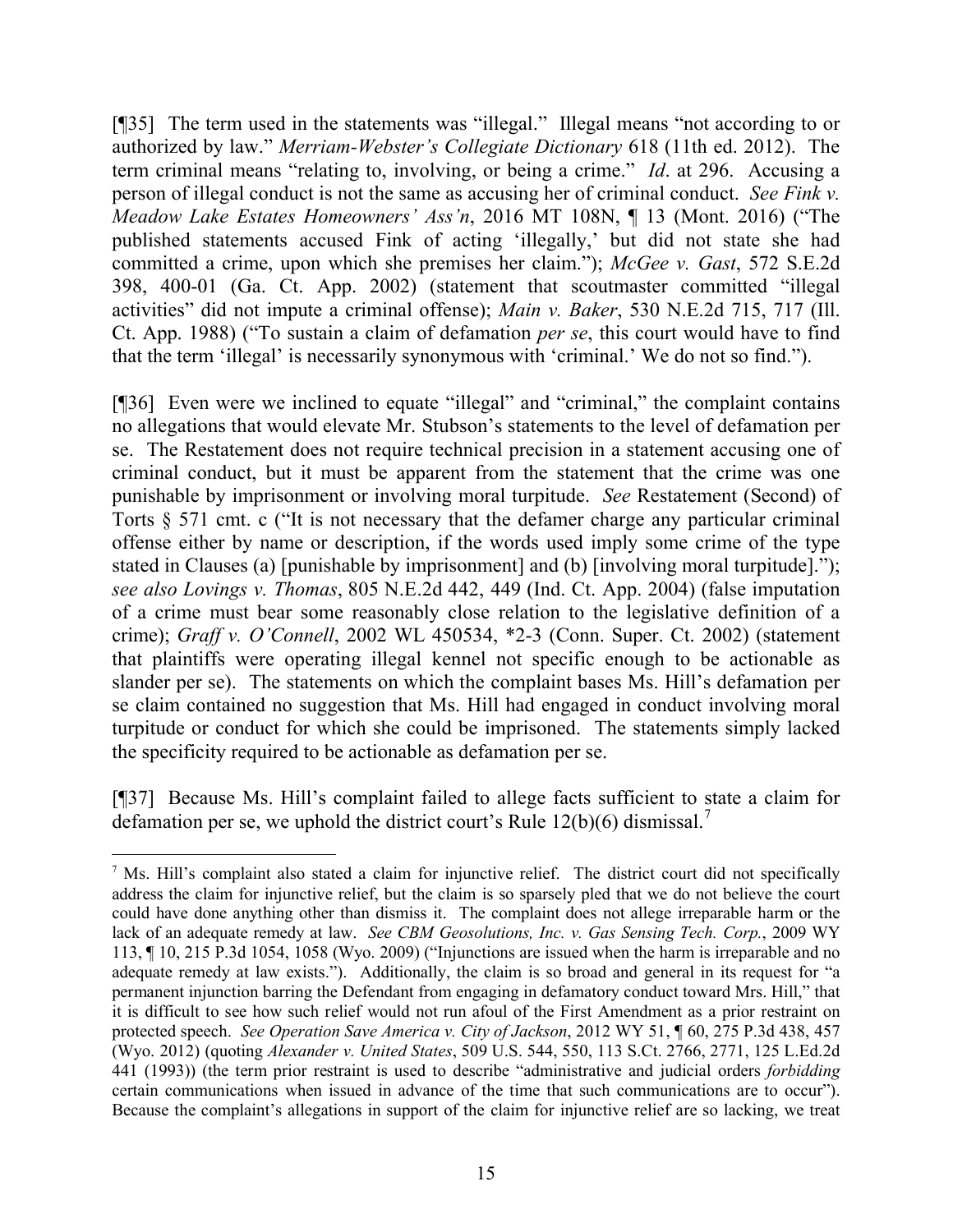[¶35] The term used in the statements was "illegal." Illegal means "not according to or authorized by law." *Merriam-Webster's Collegiate Dictionary* 618 (11th ed. 2012). The term criminal means "relating to, involving, or being a crime." *Id*. at 296. Accusing a person of illegal conduct is not the same as accusing her of criminal conduct. *See Fink v. Meadow Lake Estates Homeowners' Ass'n*, 2016 MT 108N, ¶ 13 (Mont. 2016) ("The published statements accused Fink of acting 'illegally,' but did not state she had committed a crime, upon which she premises her claim."); *McGee v. Gast*, 572 S.E.2d 398, 400-01 (Ga. Ct. App. 2002) (statement that scoutmaster committed "illegal activities" did not impute a criminal offense); *Main v. Baker*, 530 N.E.2d 715, 717 (Ill. Ct. App. 1988) ("To sustain a claim of defamation *per se*, this court would have to find that the term 'illegal' is necessarily synonymous with 'criminal.' We do not so find.").

[¶36] Even were we inclined to equate "illegal" and "criminal," the complaint contains no allegations that would elevate Mr. Stubson's statements to the level of defamation per se. The Restatement does not require technical precision in a statement accusing one of criminal conduct, but it must be apparent from the statement that the crime was one punishable by imprisonment or involving moral turpitude. *See* Restatement (Second) of Torts § 571 cmt. c ("It is not necessary that the defamer charge any particular criminal offense either by name or description, if the words used imply some crime of the type stated in Clauses (a) [punishable by imprisonment] and (b) [involving moral turpitude]."); *see also Lovings v. Thomas*, 805 N.E.2d 442, 449 (Ind. Ct. App. 2004) (false imputation of a crime must bear some reasonably close relation to the legislative definition of a crime); *Graff v. O'Connell*, 2002 WL 450534, \*2-3 (Conn. Super. Ct. 2002) (statement that plaintiffs were operating illegal kennel not specific enough to be actionable as slander per se). The statements on which the complaint bases Ms. Hill's defamation per se claim contained no suggestion that Ms. Hill had engaged in conduct involving moral turpitude or conduct for which she could be imprisoned. The statements simply lacked the specificity required to be actionable as defamation per se.

[¶37] Because Ms. Hill's complaint failed to allege facts sufficient to state a claim for defamation per se, we uphold the district court's Rule 12(b)(6) dismissal.[7]

---

[7] Ms. Hill's complaint also stated a claim for injunctive relief. The district court did not specifically address the claim for injunctive relief, but the claim is so sparsely pled that we do not believe the court could have done anything other than dismiss it. The complaint does not allege irreparable harm or the lack of an adequate remedy at law. *See CBM Geosolutions, Inc. v. Gas Sensing Tech. Corp.*, 2009 WY 113, ¶ 10, 215 P.3d 1054, 1058 (Wyo. 2009) ("Injunctions are issued when the harm is irreparable and no adequate remedy at law exists."). Additionally, the claim is so broad and general in its request for "a permanent injunction barring the Defendant from engaging in defamatory conduct toward Mrs. Hill," that it is difficult to see how such relief would not run afoul of the First Amendment as a prior restraint on protected speech. *See Operation Save America v. City of Jackson*, 2012 WY 51, ¶ 60, 275 P.3d 438, 457 (Wyo. 2012) (quoting *Alexander v. United States*, 509 U.S. 544, 550, 113 S.Ct. 2766, 2771, 125 L.Ed.2d 441 (1993)) (the term prior restraint is used to describe "administrative and judicial orders *forbidding* certain communications when issued in advance of the time that such communications are to occur"). Because the complaint's allegations in support of the claim for injunctive relief are so lacking, we treat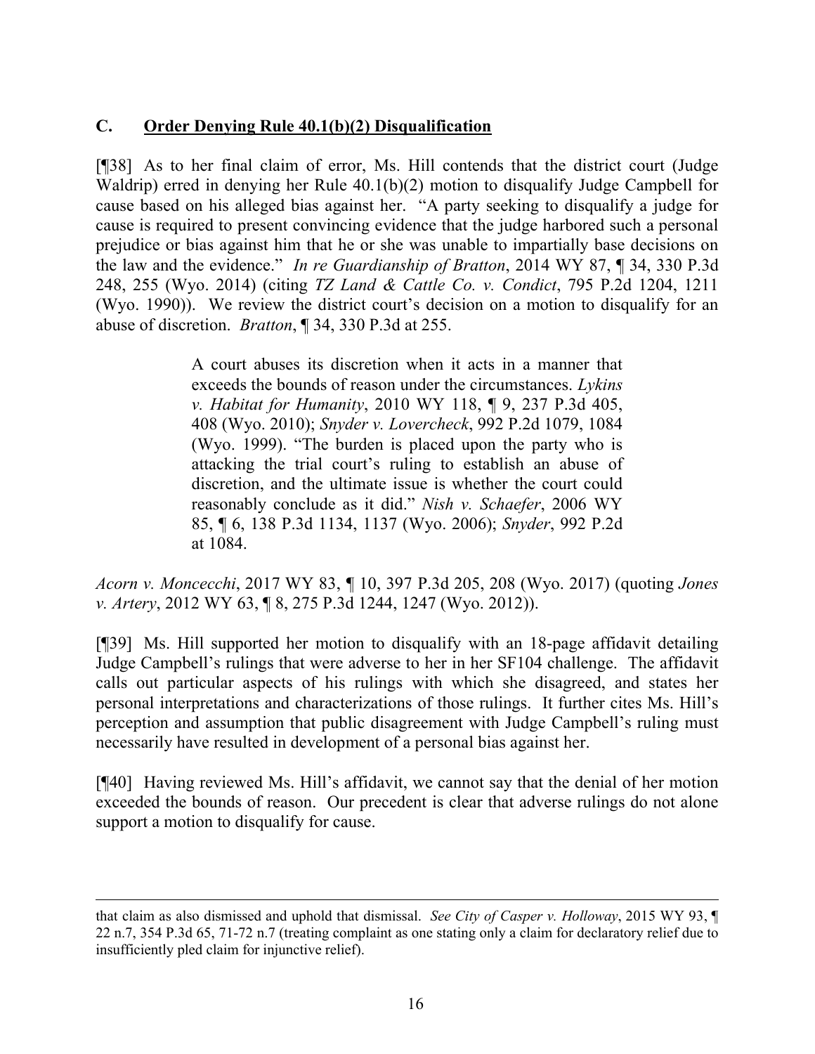### C. **Order Denying Rule 40.1(b)(2) Disqualification**

[¶38] As to her final claim of error, Ms. Hill contends that the district court (Judge Waldrip) erred in denying her Rule 40.1(b)(2) motion to disqualify Judge Campbell for cause based on his alleged bias against her. "A party seeking to disqualify a judge for cause is required to present convincing evidence that the judge harbored such a personal prejudice or bias against him that he or she was unable to impartially base decisions on the law and the evidence." *In re Guardianship of Bratton*, 2014 WY 87, ¶ 34, 330 P.3d 248, 255 (Wyo. 2014) (citing *TZ Land & Cattle Co. v. Condict*, 795 P.2d 1204, 1211 (Wyo. 1990)). We review the district court's decision on a motion to disqualify for an abuse of discretion. *Bratton*, ¶ 34, 330 P.3d at 255.

> A court abuses its discretion when it acts in a manner that exceeds the bounds of reason under the circumstances. *Lykins v. Habitat for Humanity*, 2010 WY 118, ¶ 9, 237 P.3d 405, 408 (Wyo. 2010); *Snyder v. Lovercheck*, 992 P.2d 1079, 1084 (Wyo. 1999). "The burden is placed upon the party who is attacking the trial court's ruling to establish an abuse of discretion, and the ultimate issue is whether the court could reasonably conclude as it did." *Nish v. Schaefer*, 2006 WY 85, ¶ 6, 138 P.3d 1134, 1137 (Wyo. 2006); *Snyder*, 992 P.2d at 1084.

*Acorn v. Moncecchi*, 2017 WY 83, ¶ 10, 397 P.3d 205, 208 (Wyo. 2017) (quoting *Jones v. Artery*, 2012 WY 63, ¶ 8, 275 P.3d 1244, 1247 (Wyo. 2012)).

[¶39] Ms. Hill supported her motion to disqualify with an 18-page affidavit detailing Judge Campbell's rulings that were adverse to her in her SF104 challenge. The affidavit calls out particular aspects of his rulings with which she disagreed, and states her personal interpretations and characterizations of those rulings. It further cites Ms. Hill's perception and assumption that public disagreement with Judge Campbell's ruling must necessarily have resulted in development of a personal bias against her.

[¶40] Having reviewed Ms. Hill's affidavit, we cannot say that the denial of her motion exceeded the bounds of reason. Our precedent is clear that adverse rulings do not alone support a motion to disqualify for cause.

---

that claim as also dismissed and uphold that dismissal. *See City of Casper v. Holloway*, 2015 WY 93, ¶ 22 n.7, 354 P.3d 65, 71-72 n.7 (treating complaint as one stating only a claim for declaratory relief due to insufficiently pled claim for injunctive relief).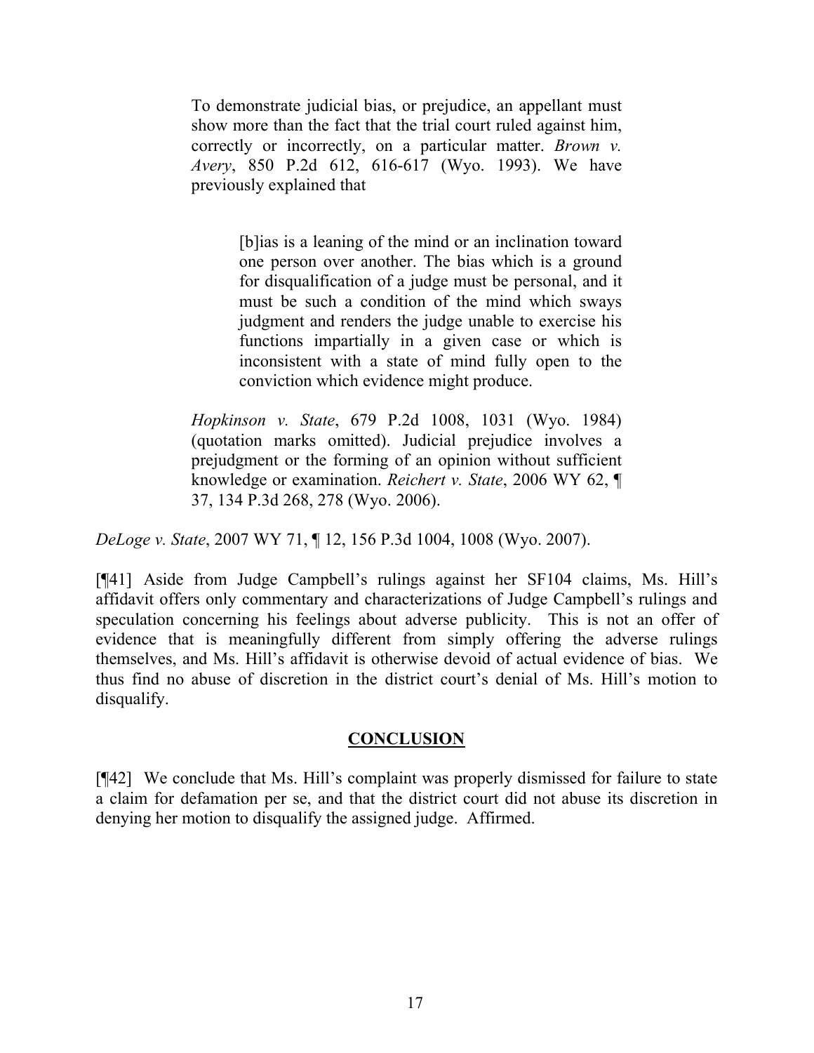> To demonstrate judicial bias, or prejudice, an appellant must show more than the fact that the trial court ruled against him, correctly or incorrectly, on a particular matter. *Brown v. Avery*, 850 P.2d 612, 616-617 (Wyo. 1993). We have previously explained that
>
> > [b]ias is a leaning of the mind or an inclination toward one person over another. The bias which is a ground for disqualification of a judge must be personal, and it must be such a condition of the mind which sways judgment and renders the judge unable to exercise his functions impartially in a given case or which is inconsistent with a state of mind fully open to the conviction which evidence might produce.
>
> *Hopkinson v. State*, 679 P.2d 1008, 1031 (Wyo. 1984) (quotation marks omitted). Judicial prejudice involves a prejudgment or the forming of an opinion without sufficient knowledge or examination. *Reichert v. State*, 2006 WY 62, ¶ 37, 134 P.3d 268, 278 (Wyo. 2006).

*DeLoge v. State*, 2007 WY 71, ¶ 12, 156 P.3d 1004, 1008 (Wyo. 2007).

[¶41] Aside from Judge Campbell's rulings against her SF104 claims, Ms. Hill's affidavit offers only commentary and characterizations of Judge Campbell's rulings and speculation concerning his feelings about adverse publicity. This is not an offer of evidence that is meaningfully different from simply offering the adverse rulings themselves, and Ms. Hill's affidavit is otherwise devoid of actual evidence of bias. We thus find no abuse of discretion in the district court's denial of Ms. Hill's motion to disqualify.

## CONCLUSION

[¶42] We conclude that Ms. Hill's complaint was properly dismissed for failure to state a claim for defamation per se, and that the district court did not abuse its discretion in denying her motion to disqualify the assigned judge. Affirmed.